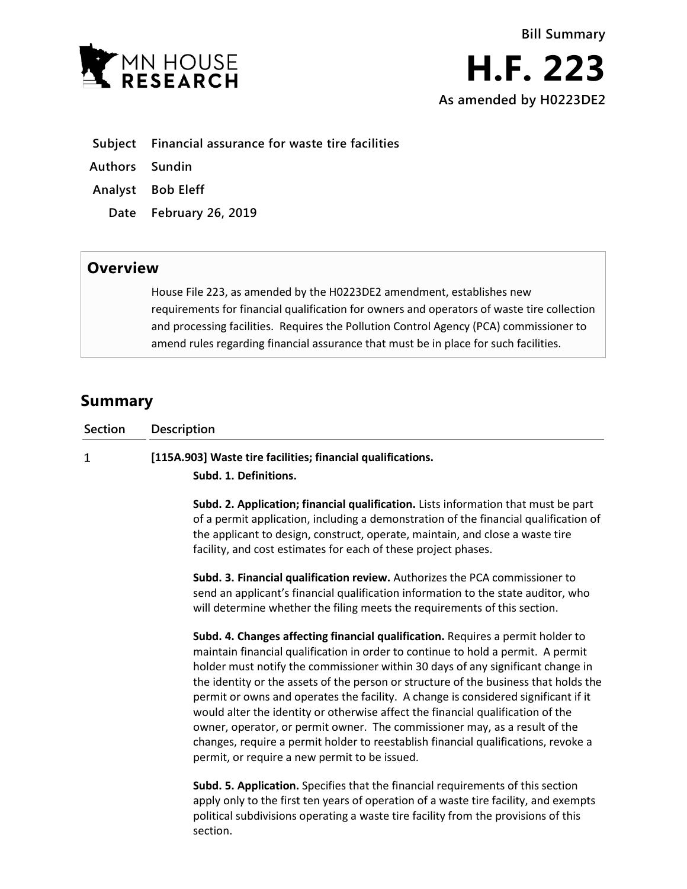MN HOUSE RESEARCH

**Bill Summary**

# H.F. 223

**As amended by H0223DE2**

| | |
|---|---|
| **Subject** | **Financial assurance for waste tire facilities** |
| **Authors** | **Sundin** |
| **Analyst** | **Bob Eleff** |
| **Date** | **February 26, 2019** |

## Overview

House File 223, as amended by the H0223DE2 amendment, establishes new requirements for financial qualification for owners and operators of waste tire collection and processing facilities. Requires the Pollution Control Agency (PCA) commissioner to amend rules regarding financial assurance that must be in place for such facilities.

## Summary

| Section | Description |
|---|---|
| 1 | **[115A.903] Waste tire facilities; financial qualifications.**<br><br>**Subd. 1. Definitions.**<br><br>**Subd. 2. Application; financial qualification.** Lists information that must be part of a permit application, including a demonstration of the financial qualification of the applicant to design, construct, operate, maintain, and close a waste tire facility, and cost estimates for each of these project phases.<br><br>**Subd. 3. Financial qualification review.** Authorizes the PCA commissioner to send an applicant's financial qualification information to the state auditor, who will determine whether the filing meets the requirements of this section.<br><br>**Subd. 4. Changes affecting financial qualification.** Requires a permit holder to maintain financial qualification in order to continue to hold a permit. A permit holder must notify the commissioner within 30 days of any significant change in the identity or the assets of the person or structure of the business that holds the permit or owns and operates the facility. A change is considered significant if it would alter the identity or otherwise affect the financial qualification of the owner, operator, or permit owner. The commissioner may, as a result of the changes, require a permit holder to reestablish financial qualifications, revoke a permit, or require a new permit to be issued.<br><br>**Subd. 5. Application.** Specifies that the financial requirements of this section apply only to the first ten years of operation of a waste tire facility, and exempts political subdivisions operating a waste tire facility from the provisions of this section. |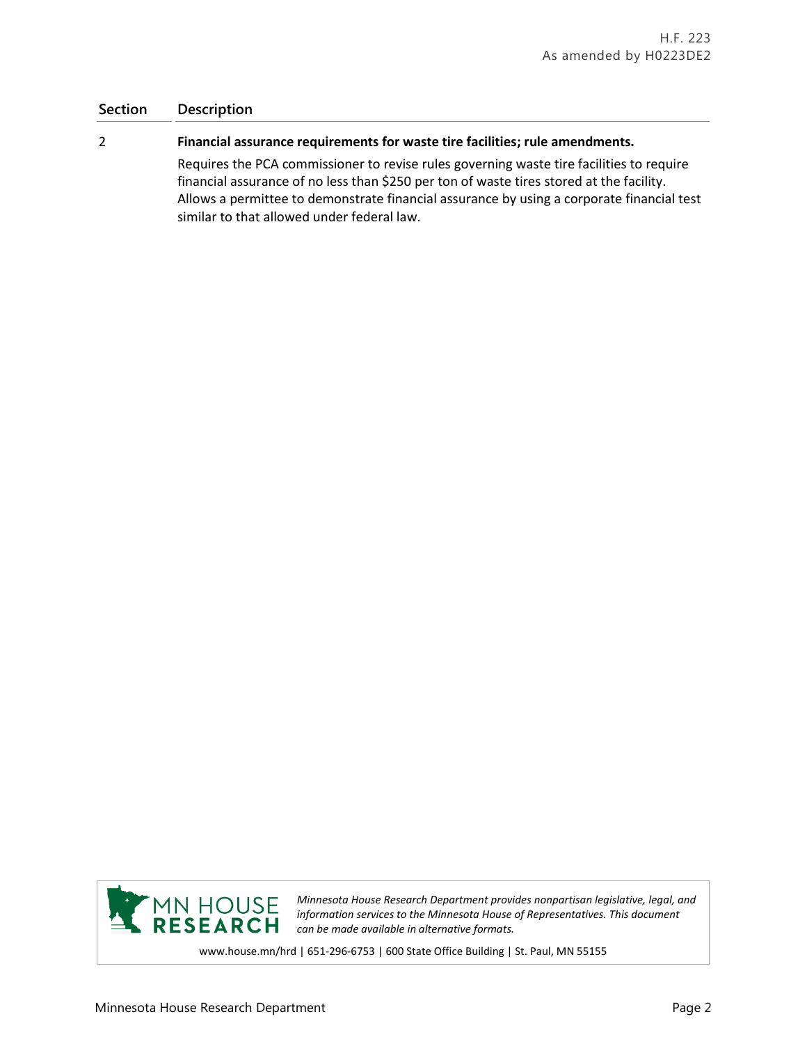| Section | Description |
|---|---|
| 2 | **Financial assurance requirements for waste tire facilities; rule amendments.**<br>Requires the PCA commissioner to revise rules governing waste tire facilities to require financial assurance of no less than $250 per ton of waste tires stored at the facility. Allows a permittee to demonstrate financial assurance by using a corporate financial test similar to that allowed under federal law. |

*Minnesota House Research Department provides nonpartisan legislative, legal, and information services to the Minnesota House of Representatives. This document can be made available in alternative formats.*

www.house.mn/hrd | 651-296-6753 | 600 State Office Building | St. Paul, MN 55155